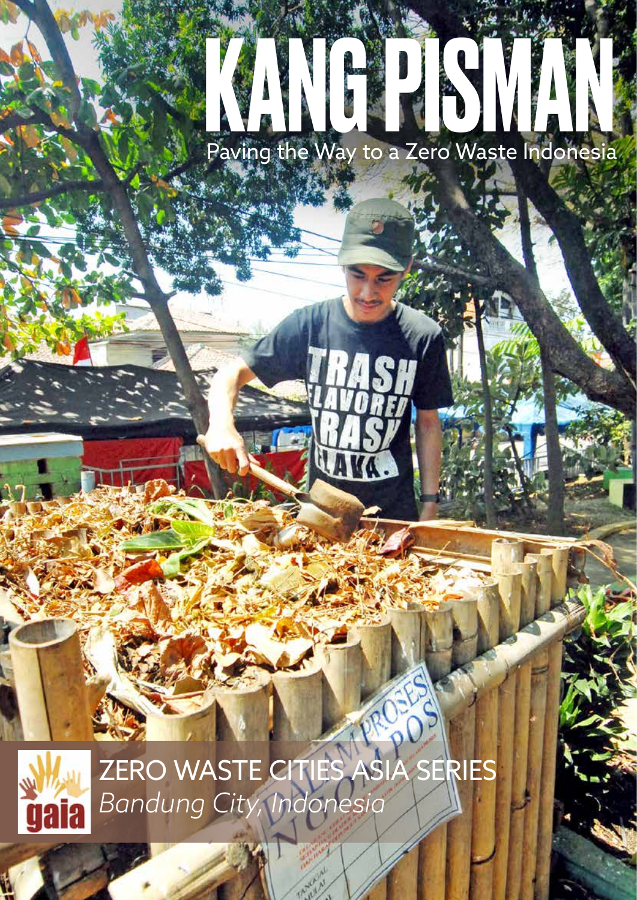# KANG PISMAN

Paving the Way to a Zero Waste Indonesia

ZERO WASTE CITIES ASIA SERIES

*Bandung City, Indonesia*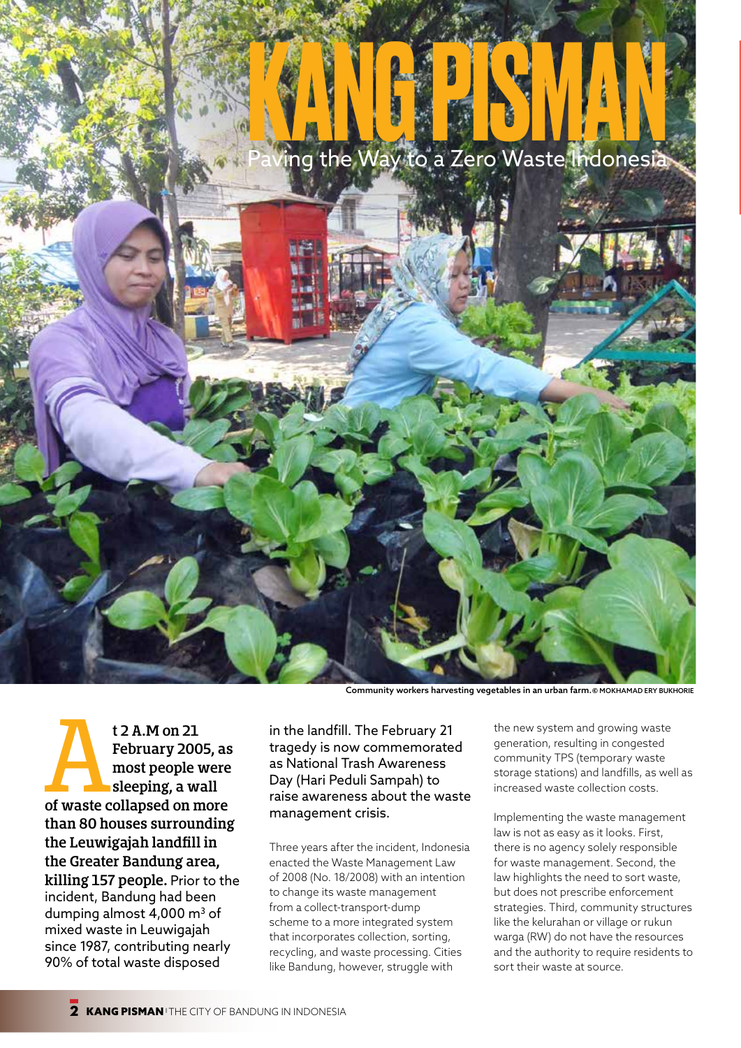# KANG PISMAN

## Paving the Way to a Zero Waste Indonesia

Community workers harvesting vegetables in an urban farm. © MOKHAMAD ERY BUKHORIE

**At 2 A.M on 21 February 2005, as most people were sleeping, a wall of waste collapsed on more than 80 houses surrounding the Leuwigajah landfill in the Greater Bandung area, killing 157 people.** Prior to the incident, Bandung had been dumping almost 4,000 m$^3$ of mixed waste in Leuwigajah since 1987, contributing nearly 90% of total waste disposed in the landfill. The February 21 tragedy is now commemorated as National Trash Awareness Day (Hari Peduli Sampah) to raise awareness about the waste management crisis.

Three years after the incident, Indonesia enacted the Waste Management Law of 2008 (No. 18/2008) with an intention to change its waste management from a collect-transport-dump scheme to a more integrated system that incorporates collection, sorting, recycling, and waste processing. Cities like Bandung, however, struggle with the new system and growing waste generation, resulting in congested community TPS (temporary waste storage stations) and landfills, as well as increased waste collection costs.

Implementing the waste management law is not as easy as it looks. First, there is no agency solely responsible for waste management. Second, the law highlights the need to sort waste, but does not prescribe enforcement strategies. Third, community structures like the kelurahan or village or rukun warga (RW) do not have the resources and the authority to require residents to sort their waste at source.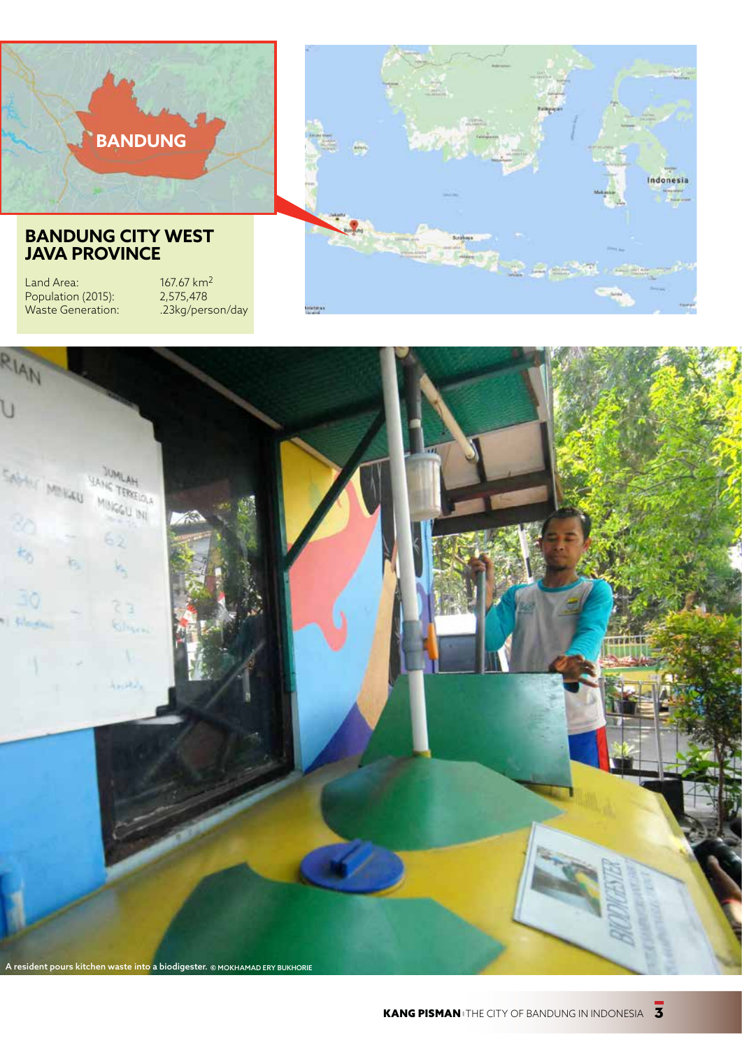## BANDUNG CITY WEST JAVA PROVINCE

| | |
|---|---|
| Land Area: | 167.67 km$^2$ |
| Population (2015): | 2,575,478 |
| Waste Generation: | .23kg/person/day |

A resident pours kitchen waste into a biodigester. © MOKHAMAD ERY BUKHORIE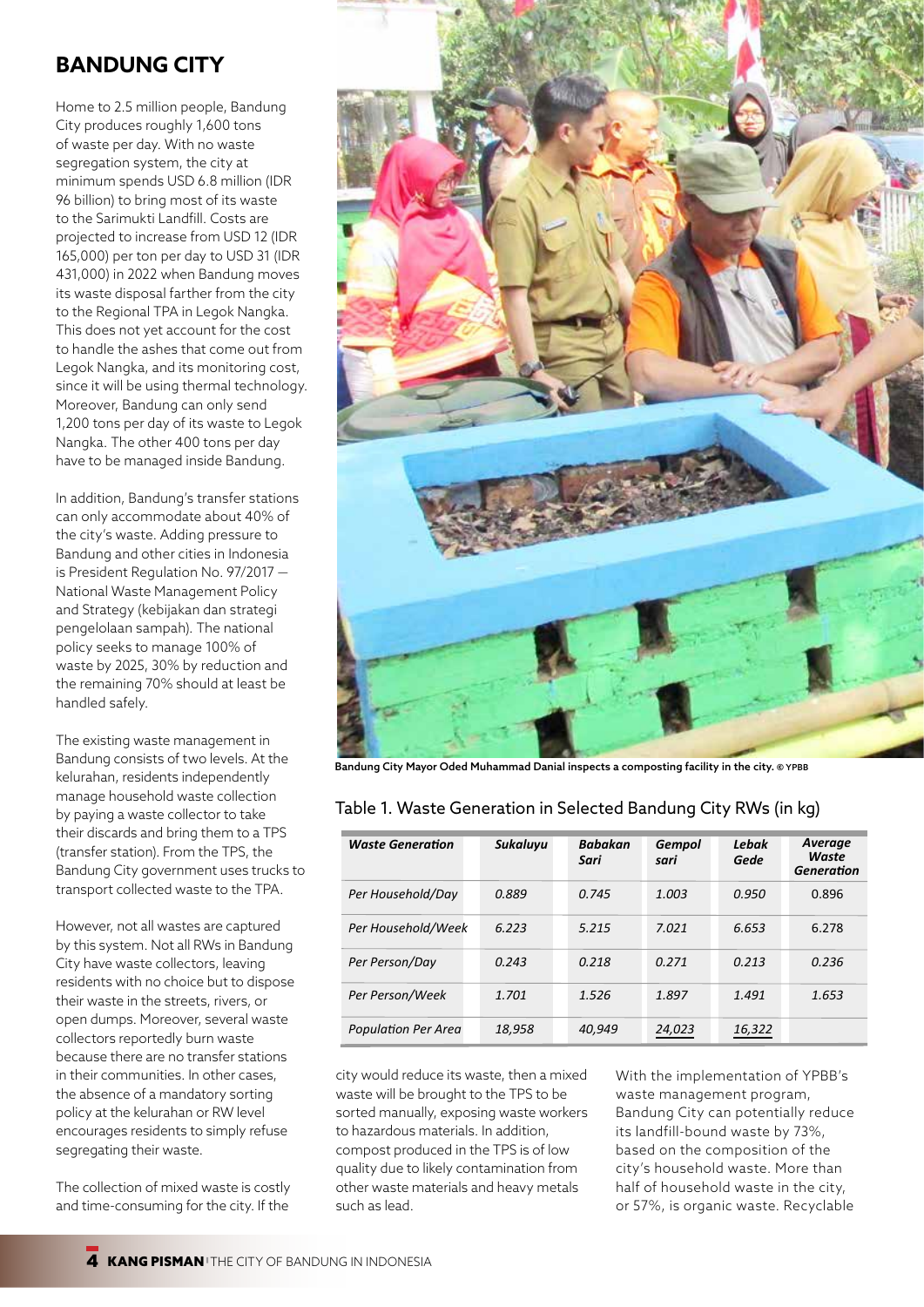## BANDUNG CITY

Home to 2.5 million people, Bandung City produces roughly 1,600 tons of waste per day. With no waste segregation system, the city at minimum spends USD 6.8 million (IDR 96 billion) to bring most of its waste to the Sarimukti Landfill. Costs are projected to increase from USD 12 (IDR 165,000) per ton per day to USD 31 (IDR 431,000) in 2022 when Bandung moves its waste disposal farther from the city to the Regional TPA in Legok Nangka. This does not yet account for the cost to handle the ashes that come out from Legok Nangka, and its monitoring cost, since it will be using thermal technology. Moreover, Bandung can only send 1,200 tons per day of its waste to Legok Nangka. The other 400 tons per day have to be managed inside Bandung.

In addition, Bandung's transfer stations can only accommodate about 40% of the city's waste. Adding pressure to Bandung and other cities in Indonesia is President Regulation No. 97/2017 — National Waste Management Policy and Strategy (kebijakan dan strategi pengelolaan sampah). The national policy seeks to manage 100% of waste by 2025, 30% by reduction and the remaining 70% should at least be handled safely.

The existing waste management in Bandung consists of two levels. At the kelurahan, residents independently manage household waste collection by paying a waste collector to take their discards and bring them to a TPS (transfer station). From the TPS, the Bandung City government uses trucks to transport collected waste to the TPA.

However, not all wastes are captured by this system. Not all RWs in Bandung City have waste collectors, leaving residents with no choice but to dispose their waste in the streets, rivers, or open dumps. Moreover, several waste collectors reportedly burn waste because there are no transfer stations in their communities. In other cases, the absence of a mandatory sorting policy at the kelurahan or RW level encourages residents to simply refuse segregating their waste.

The collection of mixed waste is costly and time-consuming for the city. If the city would reduce its waste, then a mixed waste will be brought to the TPS to be sorted manually, exposing waste workers to hazardous materials. In addition, compost produced in the TPS is of low quality due to likely contamination from other waste materials and heavy metals such as lead.

With the implementation of YPBB's waste management program, Bandung City can potentially reduce its landfill-bound waste by 73%, based on the composition of the city's household waste. More than half of household waste in the city, or 57%, is organic waste. Recyclable

**Bandung City Mayor Oded Muhammad Danial inspects a composting facility in the city.** © YPBB

Table 1. Waste Generation in Selected Bandung City RWs (in kg)

| *Waste Generation* | *Sukaluyu* | *Babakan Sari* | *Gempol sari* | *Lebak Gede* | *Average Waste Generation* |
|---|---|---|---|---|---|
| *Per Household/Day* | *0.889* | *0.745* | *1.003* | *0.950* | 0.896 |
| *Per Household/Week* | *6.223* | *5.215* | *7.021* | *6.653* | 6.278 |
| *Per Person/Day* | *0.243* | *0.218* | *0.271* | *0.213* | *0.236* |
| *Per Person/Week* | *1.701* | *1.526* | *1.897* | *1.491* | *1.653* |
| *Population Per Area* | *18,958* | *40,949* | *24,023* | *16,322* | |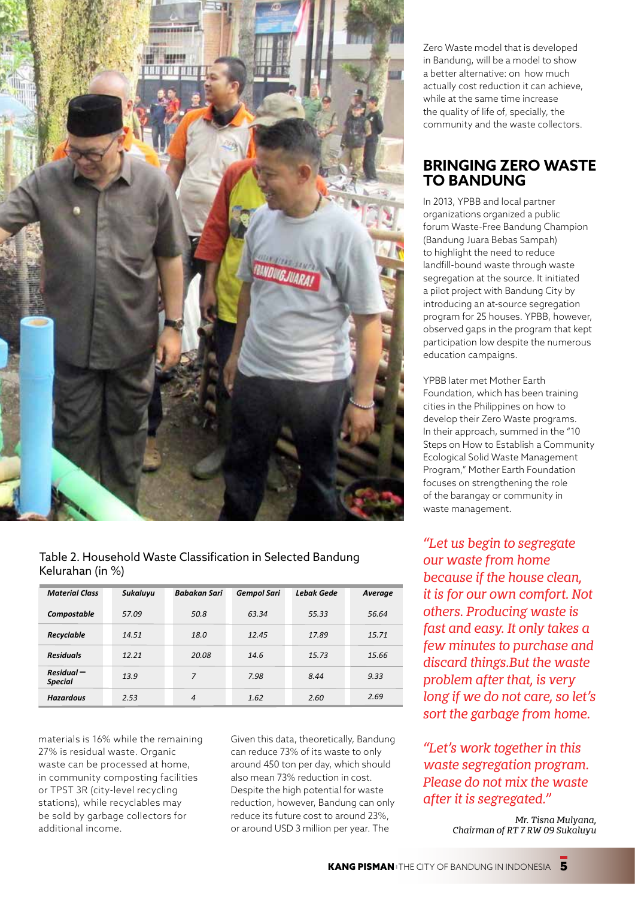Zero Waste model that is developed in Bandung, will be a model to show a better alternative: on how much actually cost reduction it can achieve, while at the same time increase the quality of life of, specially, the community and the waste collectors.

## BRINGING ZERO WASTE TO BANDUNG

In 2013, YPBB and local partner organizations organized a public forum Waste-Free Bandung Champion (Bandung Juara Bebas Sampah) to highlight the need to reduce landfill-bound waste through waste segregation at the source. It initiated a pilot project with Bandung City by introducing an at-source segregation program for 25 houses. YPBB, however, observed gaps in the program that kept participation low despite the numerous education campaigns.

YPBB later met Mother Earth Foundation, which has been training cities in the Philippines on how to develop their Zero Waste programs. In their approach, summed in the "10 Steps on How to Establish a Community Ecological Solid Waste Management Program," Mother Earth Foundation focuses on strengthening the role of the barangay or community in waste management.

*"Let us begin to segregate our waste from home because if the house clean, it is for our own comfort. Not others. Producing waste is fast and easy. It only takes a few minutes to purchase and discard things.But the waste problem after that, is very long if we do not care, so let's sort the garbage from home.*

*"Let's work together in this waste segregation program. Please do not mix the waste after it is segregated."*

*Mr. Tisna Mulyana, Chairman of RT 7 RW 09 Sukaluyu*

Table 2. Household Waste Classification in Selected Bandung Kelurahan (in %)

| Material Class | Sukaluyu | Babakan Sari | Gempol Sari | Lebak Gede | Average |
|---|---|---|---|---|---|
| Compostable | 57.09 | 50.8 | 63.34 | 55.33 | 56.64 |
| Recyclable | 14.51 | 18.0 | 12.45 | 17.89 | 15.71 |
| Residuals | 12.21 | 20.08 | 14.6 | 15.73 | 15.66 |
| Residual – Special | 13.9 | 7 | 7.98 | 8.44 | 9.33 |
| Hazardous | 2.53 | 4 | 1.62 | 2.60 | 2.69 |

materials is 16% while the remaining 27% is residual waste. Organic waste can be processed at home, in community composting facilities or TPST 3R (city-level recycling stations), while recyclables may be sold by garbage collectors for additional income.

Given this data, theoretically, Bandung can reduce 73% of its waste to only around 450 ton per day, which should also mean 73% reduction in cost. Despite the high potential for waste reduction, however, Bandung can only reduce its future cost to around 23%, or around USD 3 million per year. The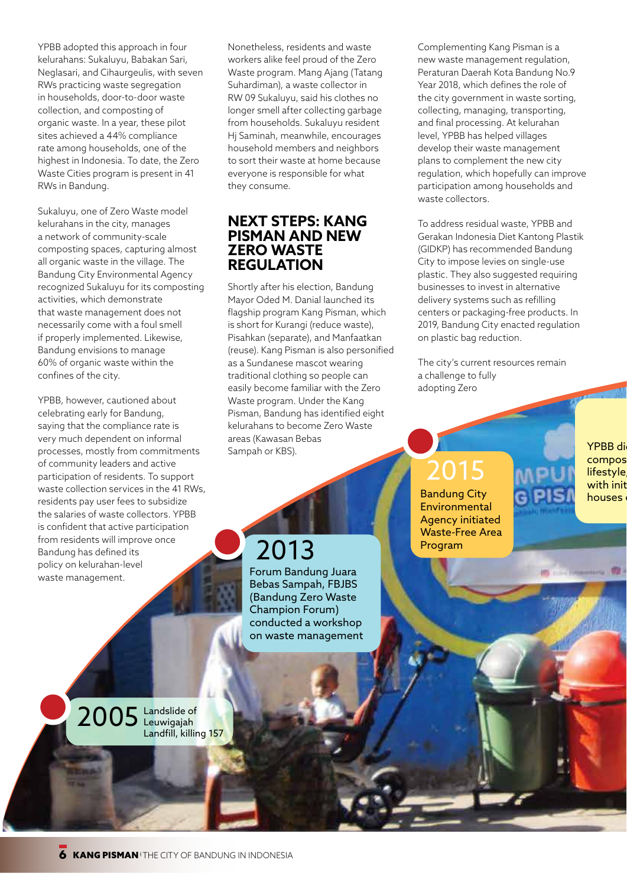YPBB adopted this approach in four kelurahans: Sukaluyu, Babakan Sari, Neglasari, and Cihaurgeulis, with seven RWs practicing waste segregation in households, door-to-door waste collection, and composting of organic waste. In a year, these pilot sites achieved a 44% compliance rate among households, one of the highest in Indonesia. To date, the Zero Waste Cities program is present in 41 RWs in Bandung.

Sukaluyu, one of Zero Waste model kelurahans in the city, manages a network of community-scale composting spaces, capturing almost all organic waste in the village. The Bandung City Environmental Agency recognized Sukaluyu for its composting activities, which demonstrate that waste management does not necessarily come with a foul smell if properly implemented. Likewise, Bandung envisions to manage 60% of organic waste within the confines of the city.

YPBB, however, cautioned about celebrating early for Bandung, saying that the compliance rate is very much dependent on informal processes, mostly from commitments of community leaders and active participation of residents. To support waste collection services in the 41 RWs, residents pay user fees to subsidize the salaries of waste collectors. YPBB is confident that active participation from residents will improve once Bandung has defined its policy on kelurahan-level waste management.

Nonetheless, residents and waste workers alike feel proud of the Zero Waste program. Mang Ajang (Tatang Suhardiman), a waste collector in RW 09 Sukaluyu, said his clothes no longer smell after collecting garbage from households. Sukaluyu resident Hj Saminah, meanwhile, encourages household members and neighbors to sort their waste at home because everyone is responsible for what they consume.

## NEXT STEPS: KANG PISMAN AND NEW ZERO WASTE REGULATION

Shortly after his election, Bandung Mayor Oded M. Danial launched its flagship program Kang Pisman, which is short for Kurangi (reduce waste), Pisahkan (separate), and Manfaatkan (reuse). Kang Pisman is also personified as a Sundanese mascot wearing traditional clothing so people can easily become familiar with the Zero Waste program. Under the Kang Pisman, Bandung has identified eight kelurahans to become Zero Waste areas (Kawasan Bebas Sampah or KBS).

Complementing Kang Pisman is a new waste management regulation, Peraturan Daerah Kota Bandung No.9 Year 2018, which defines the role of the city government in waste sorting, collecting, managing, transporting, and final processing. At kelurahan level, YPBB has helped villages develop their waste management plans to complement the new city regulation, which hopefully can improve participation among households and waste collectors.

To address residual waste, YPBB and Gerakan Indonesia Diet Kantong Plastik (GIDKP) has recommended Bandung City to impose levies on single-use plastic. They also suggested requiring businesses to invest in alternative delivery systems such as refilling centers or packaging-free products. In 2019, Bandung City enacted regulation on plastic bag reduction.

The city's current resources remain a challenge to fully adopting Zero

**2005** Landslide of Leuwigajah Landfill, killing 157

**2013** Forum Bandung Juara Bebas Sampah, FBJBS (Bandung Zero Waste Champion Forum) conducted a workshop on waste management

**2015** Bandung City Environmental Agency initiated Waste-Free Area Program

YPBB di... compos... lifestyle... with init... houses ...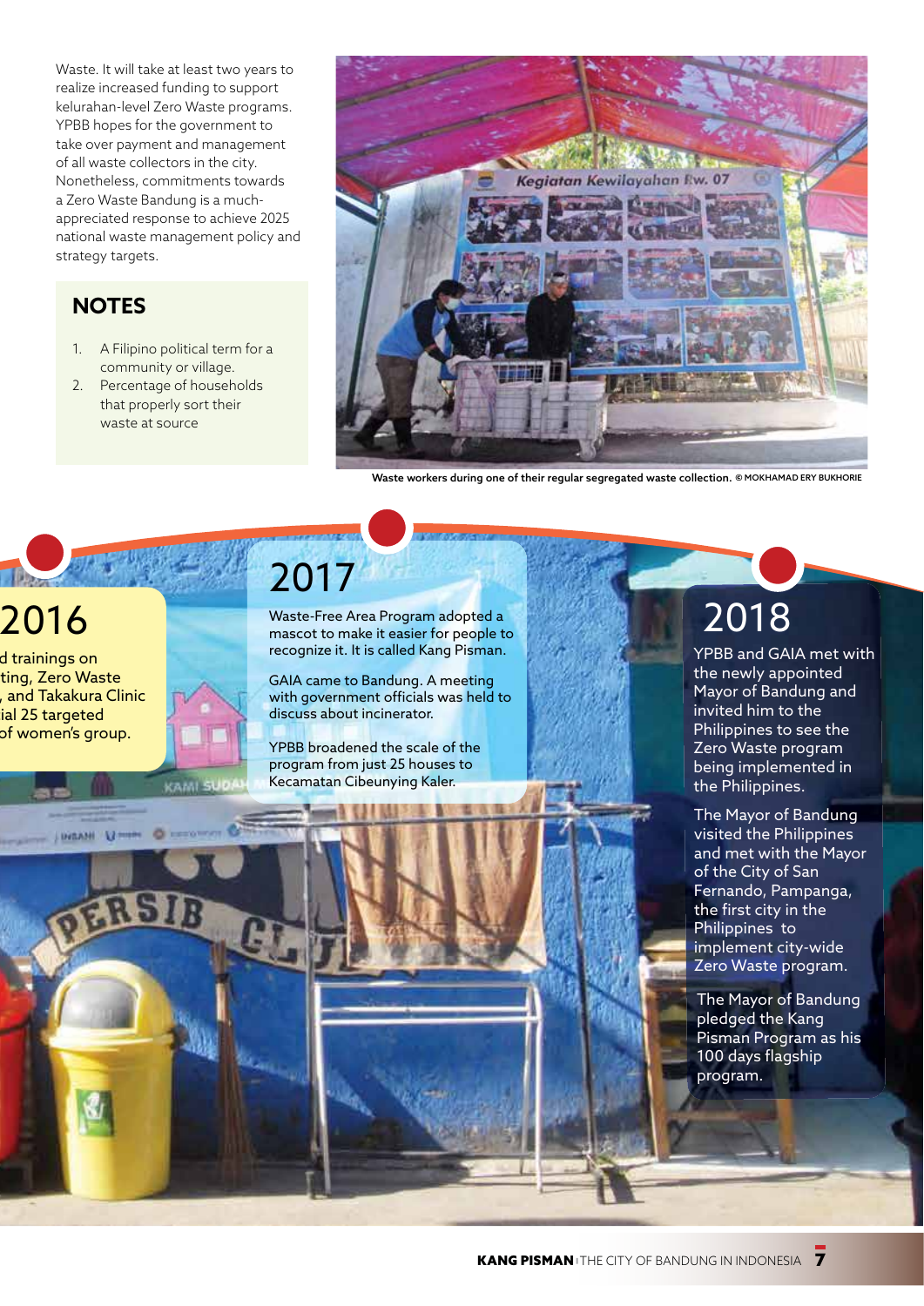Waste. It will take at least two years to realize increased funding to support kelurahan-level Zero Waste programs. YPBB hopes for the government to take over payment and management of all waste collectors in the city. Nonetheless, commitments towards a Zero Waste Bandung is a much-appreciated response to achieve 2025 national waste management policy and strategy targets.

## NOTES

1. A Filipino political term for a community or village.
2. Percentage of households that properly sort their waste at source

Waste workers during one of their regular segregated waste collection. © MOKHAMAD ERY BUKHORIE

## 2016

d trainings on ting, Zero Waste , and Takakura Clinic ial 25 targeted of women's group.

## 2017

Waste-Free Area Program adopted a mascot to make it easier for people to recognize it. It is called Kang Pisman.

GAIA came to Bandung. A meeting with government officials was held to discuss about incinerator.

YPBB broadened the scale of the program from just 25 houses to Kecamatan Cibeunying Kaler.

## 2018

YPBB and GAIA met with the newly appointed Mayor of Bandung and invited him to the Philippines to see the Zero Waste program being implemented in the Philippines.

The Mayor of Bandung visited the Philippines and met with the Mayor of the City of San Fernando, Pampanga, the first city in the Philippines to implement city-wide Zero Waste program.

The Mayor of Bandung pledged the Kang Pisman Program as his 100 days flagship program.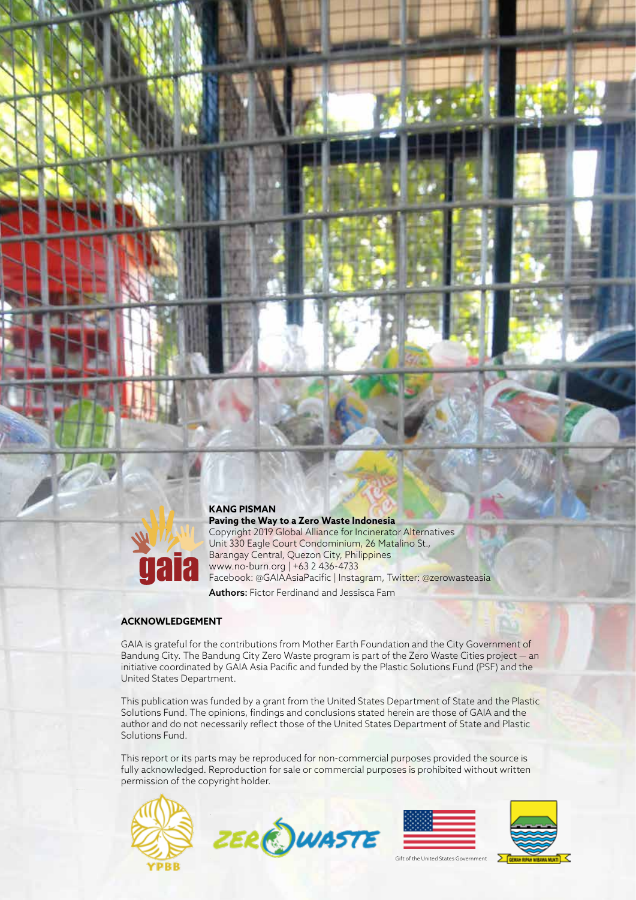**KANG PISMAN**
**Paving the Way to a Zero Waste Indonesia**
Copyright 2019 Global Alliance for Incinerator Alternatives
Unit 330 Eagle Court Condominium, 26 Matalino St.,
Barangay Central, Quezon City, Philippines
www.no-burn.org | +63 2 436-4733
Facebook: @GAIAAsiaPacific | Instagram, Twitter: @zerowasteasia

**Authors:** Fictor Ferdinand and Jessica Fam

**ACKNOWLEDGEMENT**

GAIA is grateful for the contributions from Mother Earth Foundation and the City Government of Bandung City. The Bandung City Zero Waste program is part of the Zero Waste Cities project — an initiative coordinated by GAIA Asia Pacific and funded by the Plastic Solutions Fund (PSF) and the United States Department.

This publication was funded by a grant from the United States Department of State and the Plastic Solutions Fund. The opinions, findings and conclusions stated herein are those of GAIA and the author and do not necessarily reflect those of the United States Department of State and Plastic Solutions Fund.

This report or its parts may be reproduced for non-commercial purposes provided the source is fully acknowledged. Reproduction for sale or commercial purposes is prohibited without written permission of the copyright holder.

YPBB

Gift of the United States Government

GEMAH RIPAH WIBAWA MUKTI